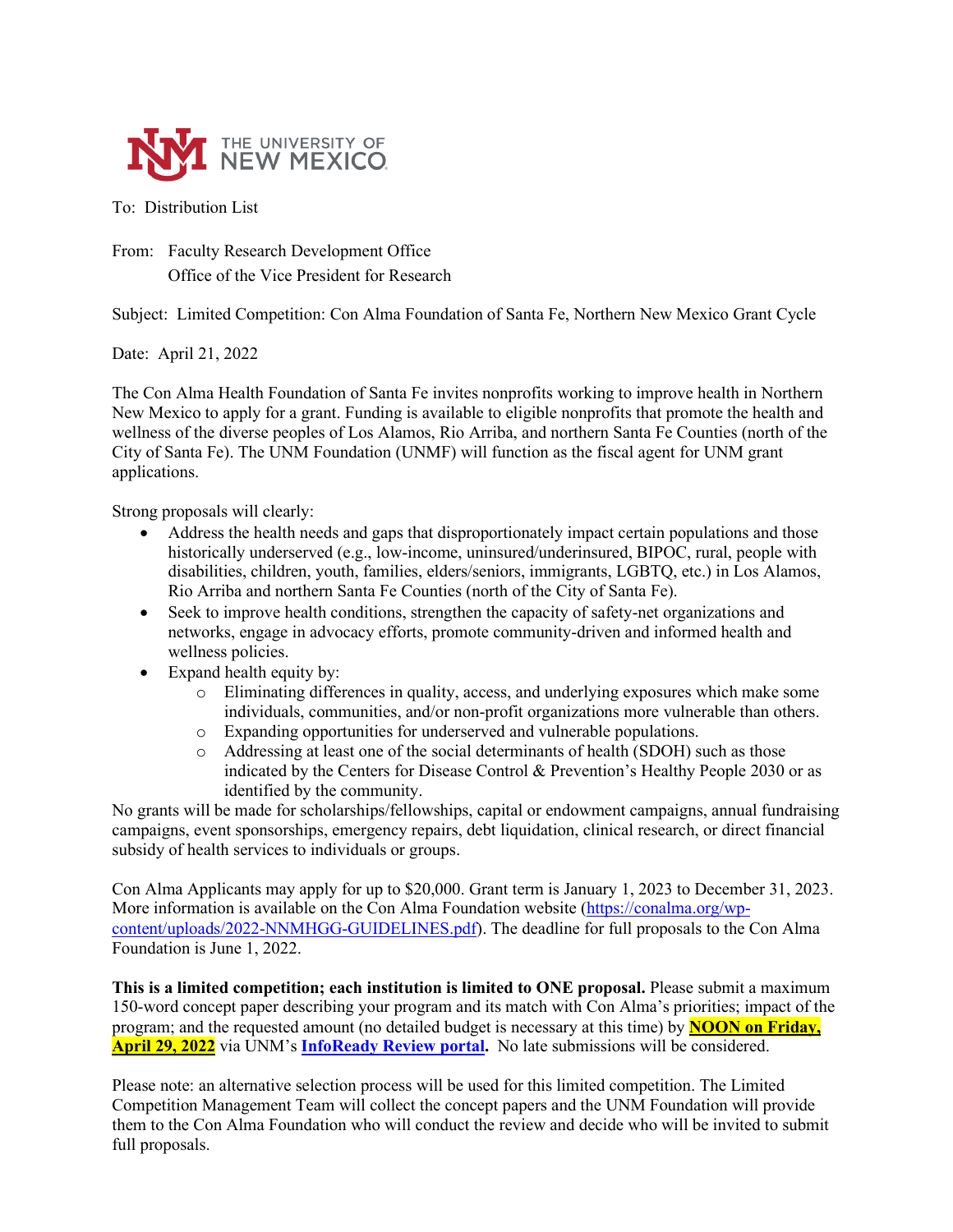THE UNIVERSITY OF NEW MEXICO

To: Distribution List

From: Faculty Research Development Office
Office of the Vice President for Research

Subject: Limited Competition: Con Alma Foundation of Santa Fe, Northern New Mexico Grant Cycle

Date: April 21, 2022

The Con Alma Health Foundation of Santa Fe invites nonprofits working to improve health in Northern New Mexico to apply for a grant. Funding is available to eligible nonprofits that promote the health and wellness of the diverse peoples of Los Alamos, Rio Arriba, and northern Santa Fe Counties (north of the City of Santa Fe). The UNM Foundation (UNMF) will function as the fiscal agent for UNM grant applications.

Strong proposals will clearly:

- Address the health needs and gaps that disproportionately impact certain populations and those historically underserved (e.g., low-income, uninsured/underinsured, BIPOC, rural, people with disabilities, children, youth, families, elders/seniors, immigrants, LGBTQ, etc.) in Los Alamos, Rio Arriba and northern Santa Fe Counties (north of the City of Santa Fe).
- Seek to improve health conditions, strengthen the capacity of safety-net organizations and networks, engage in advocacy efforts, promote community-driven and informed health and wellness policies.
- Expand health equity by:
  - Eliminating differences in quality, access, and underlying exposures which make some individuals, communities, and/or non-profit organizations more vulnerable than others.
  - Expanding opportunities for underserved and vulnerable populations.
  - Addressing at least one of the social determinants of health (SDOH) such as those indicated by the Centers for Disease Control & Prevention's Healthy People 2030 or as identified by the community.

No grants will be made for scholarships/fellowships, capital or endowment campaigns, annual fundraising campaigns, event sponsorships, emergency repairs, debt liquidation, clinical research, or direct financial subsidy of health services to individuals or groups.

Con Alma Applicants may apply for up to $20,000. Grant term is January 1, 2023 to December 31, 2023. More information is available on the Con Alma Foundation website (https://conalma.org/wp-content/uploads/2022-NNMHGG-GUIDELINES.pdf). The deadline for full proposals to the Con Alma Foundation is June 1, 2022.

**This is a limited competition; each institution is limited to ONE proposal.** Please submit a maximum 150-word concept paper describing your program and its match with Con Alma's priorities; impact of the program; and the requested amount (no detailed budget is necessary at this time) by **NOON on Friday, April 29, 2022** via UNM's **InfoReady Review portal.** No late submissions will be considered.

Please note: an alternative selection process will be used for this limited competition. The Limited Competition Management Team will collect the concept papers and the UNM Foundation will provide them to the Con Alma Foundation who will conduct the review and decide who will be invited to submit full proposals.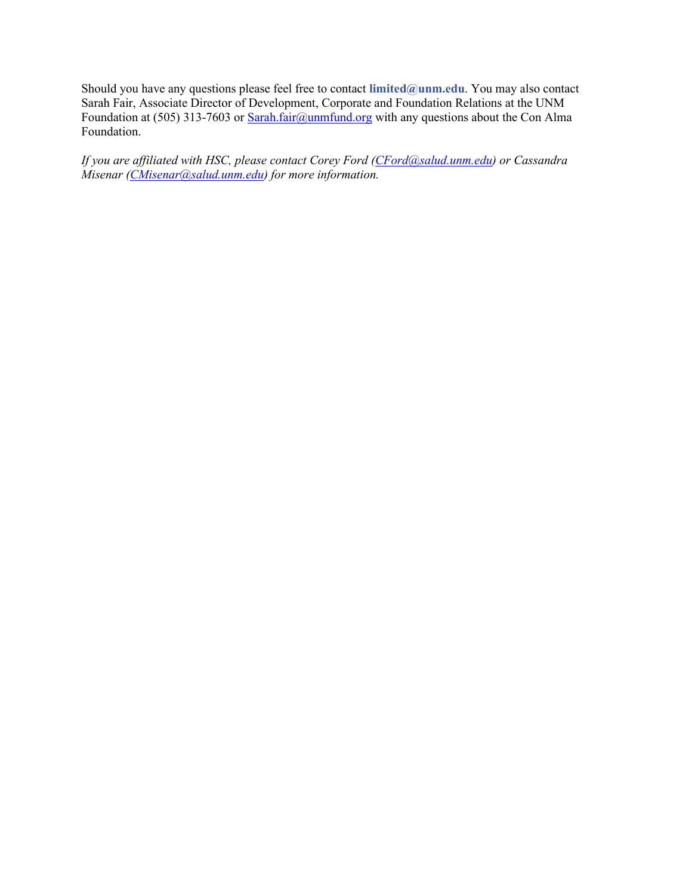Should you have any questions please feel free to contact **limited@unm.edu**. You may also contact Sarah Fair, Associate Director of Development, Corporate and Foundation Relations at the UNM Foundation at (505) 313-7603 or Sarah.fair@unmfund.org with any questions about the Con Alma Foundation.

*If you are affiliated with HSC, please contact Corey Ford (CFord@salud.unm.edu) or Cassandra Misenar (CMisenar@salud.unm.edu) for more information.*